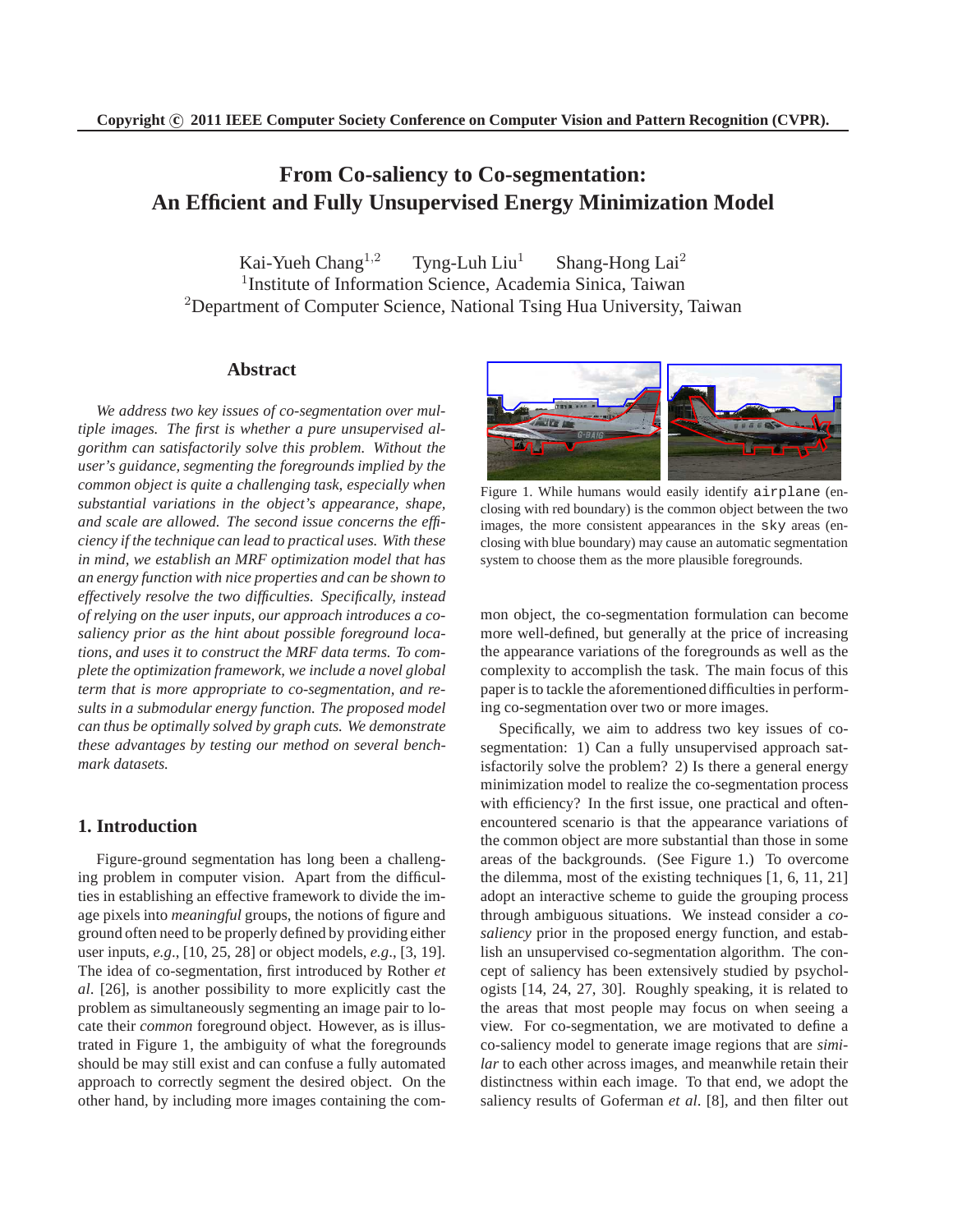Copyright © 2011 IEEE Computer Society Conference on Computer Vision and Pattern Recognition (CVPR).

# From Co-saliency to Co-segmentation: An Efficient and Fully Unsupervised Energy Minimization Model

Kai-Yueh Chang[1,2] Tyng-Luh Liu[1] Shang-Hong Lai[2]

[1]Institute of Information Science, Academia Sinica, Taiwan

[2]Department of Computer Science, National Tsing Hua University, Taiwan

## Abstract

*We address two key issues of co-segmentation over multiple images. The first is whether a pure unsupervised algorithm can satisfactorily solve this problem. Without the user's guidance, segmenting the foregrounds implied by the common object is quite a challenging task, especially when substantial variations in the object's appearance, shape, and scale are allowed. The second issue concerns the efficiency if the technique can lead to practical uses. With these in mind, we establish an MRF optimization model that has an energy function with nice properties and can be shown to effectively resolve the two difficulties. Specifically, instead of relying on the user inputs, our approach introduces a co-saliency prior as the hint about possible foreground locations, and uses it to construct the MRF data terms. To complete the optimization framework, we include a novel global term that is more appropriate to co-segmentation, and results in a submodular energy function. The proposed model can thus be optimally solved by graph cuts. We demonstrate these advantages by testing our method on several benchmark datasets.*

Figure 1. While humans would easily identify `airplane` (enclosing with red boundary) is the common object between the two images, the more consistent appearances in the `sky` areas (enclosing with blue boundary) may cause an automatic segmentation system to choose them as the more plausible foregrounds.

## 1. Introduction

Figure-ground segmentation has long been a challenging problem in computer vision. Apart from the difficulties in establishing an effective framework to divide the image pixels into *meaningful* groups, the notions of figure and ground often need to be properly defined by providing either user inputs, *e.g*., [10, 25, 28] or object models, *e.g*., [3, 19]. The idea of co-segmentation, first introduced by Rother *et al*. [26], is another possibility to more explicitly cast the problem as simultaneously segmenting an image pair to locate their *common* foreground object. However, as is illustrated in Figure 1, the ambiguity of what the foregrounds should be may still exist and can confuse a fully automated approach to correctly segment the desired object. On the other hand, by including more images containing the common object, the co-segmentation formulation can become more well-defined, but generally at the price of increasing the appearance variations of the foregrounds as well as the complexity to accomplish the task. The main focus of this paper is to tackle the aforementioned difficulties in performing co-segmentation over two or more images.

Specifically, we aim to address two key issues of co-segmentation: 1) Can a fully unsupervised approach satisfactorily solve the problem? 2) Is there a general energy minimization model to realize the co-segmentation process with efficiency? In the first issue, one practical and often-encountered scenario is that the appearance variations of the common object are more substantial than those in some areas of the backgrounds. (See Figure 1.) To overcome the dilemma, most of the existing techniques [1, 6, 11, 21] adopt an interactive scheme to guide the grouping process through ambiguous situations. We instead consider a *co-saliency* prior in the proposed energy function, and establish an unsupervised co-segmentation algorithm. The concept of saliency has been extensively studied by psychologists [14, 24, 27, 30]. Roughly speaking, it is related to the areas that most people may focus on when seeing a view. For co-segmentation, we are motivated to define a co-saliency model to generate image regions that are *similar* to each other across images, and meanwhile retain their distinctness within each image. To that end, we adopt the saliency results of Goferman *et al*. [8], and then filter out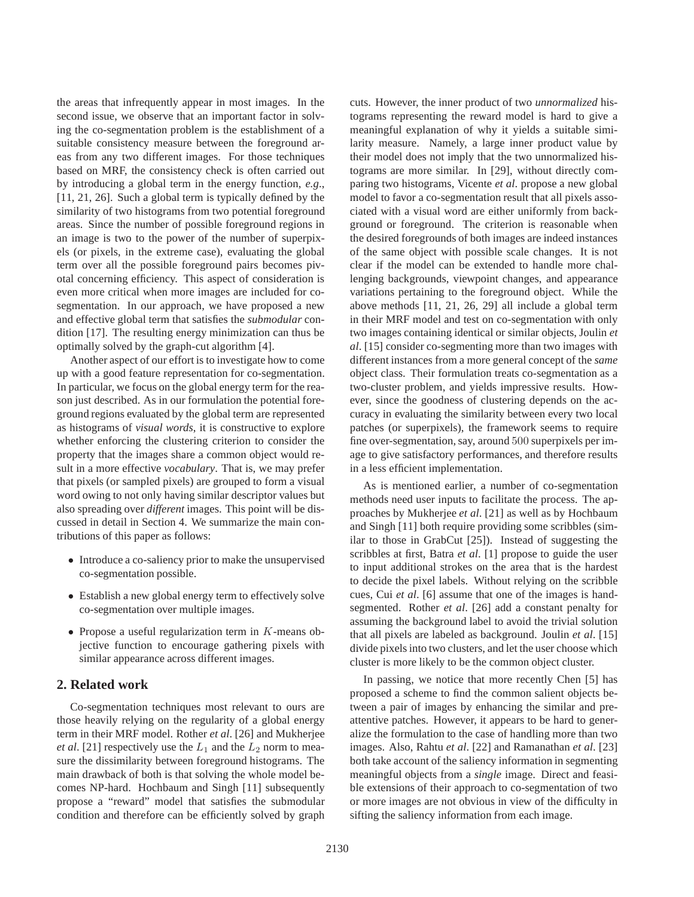the areas that infrequently appear in most images. In the second issue, we observe that an important factor in solving the co-segmentation problem is the establishment of a suitable consistency measure between the foreground areas from any two different images. For those techniques based on MRF, the consistency check is often carried out by introducing a global term in the energy function, *e.g*., [11, 21, 26]. Such a global term is typically defined by the similarity of two histograms from two potential foreground areas. Since the number of possible foreground regions in an image is two to the power of the number of superpixels (or pixels, in the extreme case), evaluating the global term over all the possible foreground pairs becomes pivotal concerning efficiency. This aspect of consideration is even more critical when more images are included for co-segmentation. In our approach, we have proposed a new and effective global term that satisfies the *submodular* condition [17]. The resulting energy minimization can thus be optimally solved by the graph-cut algorithm [4].

Another aspect of our effort is to investigate how to come up with a good feature representation for co-segmentation. In particular, we focus on the global energy term for the reason just described. As in our formulation the potential foreground regions evaluated by the global term are represented as histograms of *visual words*, it is constructive to explore whether enforcing the clustering criterion to consider the property that the images share a common object would result in a more effective *vocabulary*. That is, we may prefer that pixels (or sampled pixels) are grouped to form a visual word owing to not only having similar descriptor values but also spreading over *different* images. This point will be discussed in detail in Section 4. We summarize the main contributions of this paper as follows:

- Introduce a co-saliency prior to make the unsupervised co-segmentation possible.
- Establish a new global energy term to effectively solve co-segmentation over multiple images.
- Propose a useful regularization term in $K$-means objective function to encourage gathering pixels with similar appearance across different images.

## 2. Related work

Co-segmentation techniques most relevant to ours are those heavily relying on the regularity of a global energy term in their MRF model. Rother *et al*. [26] and Mukherjee *et al*. [21] respectively use the $L_1$ and the $L_2$ norm to measure the dissimilarity between foreground histograms. The main drawback of both is that solving the whole model becomes NP-hard. Hochbaum and Singh [11] subsequently propose a "reward" model that satisfies the submodular condition and therefore can be efficiently solved by graph cuts. However, the inner product of two *unnormalized* histograms representing the reward model is hard to give a meaningful explanation of why it yields a suitable similarity measure. Namely, a large inner product value by their model does not imply that the two unnormalized histograms are more similar. In [29], without directly comparing two histograms, Vicente *et al*. propose a new global model to favor a co-segmentation result that all pixels associated with a visual word are either uniformly from background or foreground. The criterion is reasonable when the desired foregrounds of both images are indeed instances of the same object with possible scale changes. It is not clear if the model can be extended to handle more challenging backgrounds, viewpoint changes, and appearance variations pertaining to the foreground object. While the above methods [11, 21, 26, 29] all include a global term in their MRF model and test on co-segmentation with only two images containing identical or similar objects, Joulin *et al*. [15] consider co-segmenting more than two images with different instances from a more general concept of the *same* object class. Their formulation treats co-segmentation as a two-cluster problem, and yields impressive results. However, since the goodness of clustering depends on the accuracy in evaluating the similarity between every two local patches (or superpixels), the framework seems to require fine over-segmentation, say, around $500$ superpixels per image to give satisfactory performances, and therefore results in a less efficient implementation.

As is mentioned earlier, a number of co-segmentation methods need user inputs to facilitate the process. The approaches by Mukherjee *et al*. [21] as well as by Hochbaum and Singh [11] both require providing some scribbles (similar to those in GrabCut [25]). Instead of suggesting the scribbles at first, Batra *et al*. [1] propose to guide the user to input additional strokes on the area that is the hardest to decide the pixel labels. Without relying on the scribble cues, Cui *et al*. [6] assume that one of the images is hand-segmented. Rother *et al*. [26] add a constant penalty for assuming the background label to avoid the trivial solution that all pixels are labeled as background. Joulin *et al*. [15] divide pixels into two clusters, and let the user choose which cluster is more likely to be the common object cluster.

In passing, we notice that more recently Chen [5] has proposed a scheme to find the common salient objects between a pair of images by enhancing the similar and pre-attentive patches. However, it appears to be hard to generalize the formulation to the case of handling more than two images. Also, Rahtu *et al*. [22] and Ramanathan *et al*. [23] both take account of the saliency information in segmenting meaningful objects from a *single* image. Direct and feasible extensions of their approach to co-segmentation of two or more images are not obvious in view of the difficulty in sifting the saliency information from each image.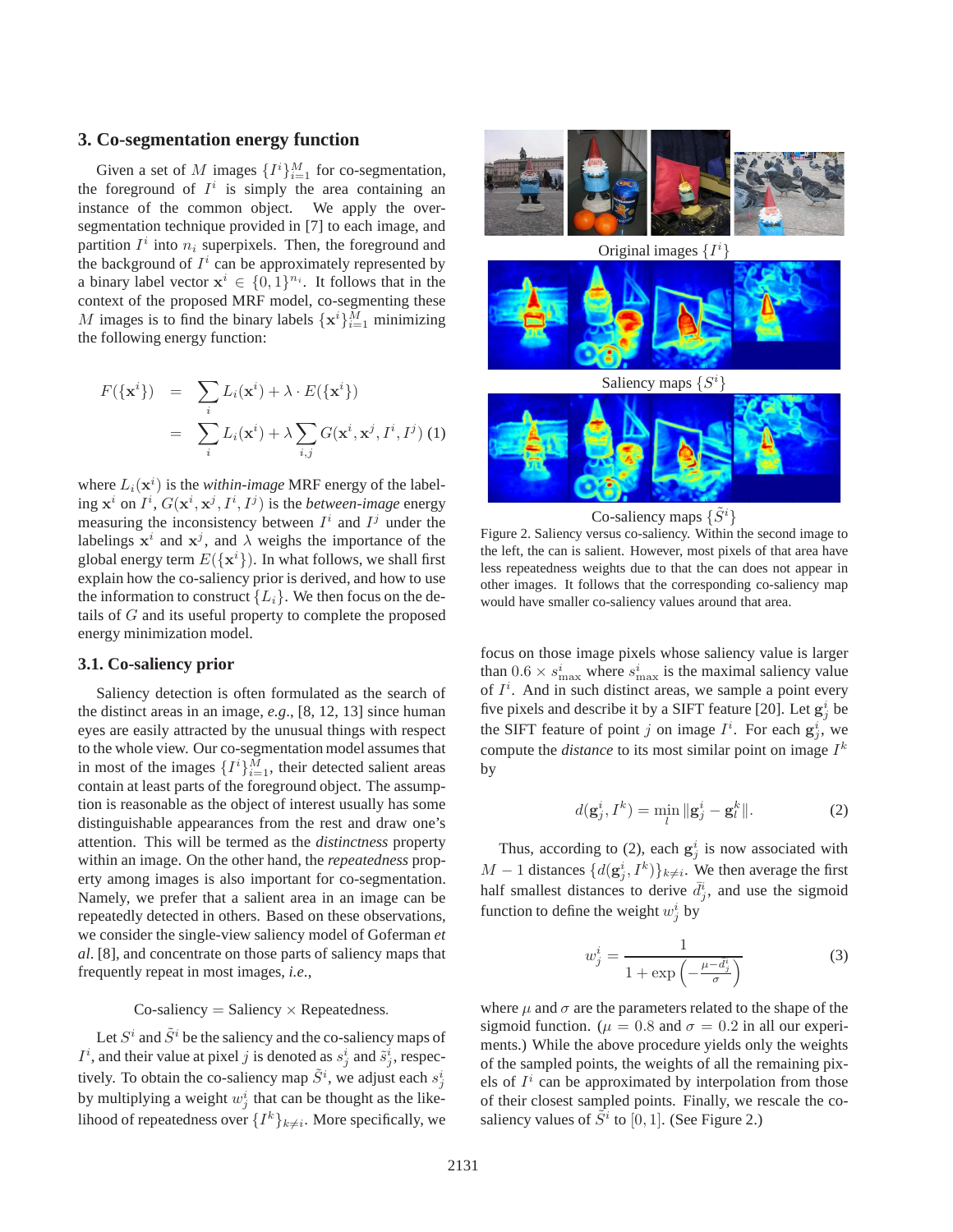## 3. Co-segmentation energy function

Given a set of $M$ images $\{I^i\}_{i=1}^M$ for co-segmentation, the foreground of $I^i$ is simply the area containing an instance of the common object. We apply the over-segmentation technique provided in [7] to each image, and partition $I^i$ into $n_i$ superpixels. Then, the foreground and the background of $I^i$ can be approximately represented by a binary label vector $\mathbf{x}^i \in \{0,1\}^{n_i}$. It follows that in the context of the proposed MRF model, co-segmenting these $M$ images is to find the binary labels $\{\mathbf{x}^i\}_{i=1}^M$ minimizing the following energy function:

$$
\begin{aligned}
F(\{\mathbf{x}^i\}) &= \sum_i L_i(\mathbf{x}^i) + \lambda \cdot E(\{\mathbf{x}^i\}) \\
&= \sum_i L_i(\mathbf{x}^i) + \lambda \sum_{i,j} G(\mathbf{x}^i, \mathbf{x}^j, I^i, I^j) \quad (1)
\end{aligned}
$$

where $L_i(\mathbf{x}^i)$ is the *within-image* MRF energy of the labeling $\mathbf{x}^i$ on $I^i$, $G(\mathbf{x}^i, \mathbf{x}^j, I^i, I^j)$ is the *between-image* energy measuring the inconsistency between $I^i$ and $I^j$ under the labelings $\mathbf{x}^i$ and $\mathbf{x}^j$, and $\lambda$ weighs the importance of the global energy term $E(\{\mathbf{x}^i\})$. In what follows, we shall first explain how the co-saliency prior is derived, and how to use the information to construct $\{L_i\}$. We then focus on the details of $G$ and its useful property to complete the proposed energy minimization model.

### 3.1. Co-saliency prior

Saliency detection is often formulated as the search of the distinct areas in an image, *e.g.*, [8, 12, 13] since human eyes are easily attracted by the unusual things with respect to the whole view. Our co-segmentation model assumes that in most of the images $\{I^i\}_{i=1}^M$, their detected salient areas contain at least parts of the foreground object. The assumption is reasonable as the object of interest usually has some distinguishable appearances from the rest and draw one's attention. This will be termed as the *distinctness* property within an image. On the other hand, the *repeatedness* property among images is also important for co-segmentation. Namely, we prefer that a salient area in an image can be repeatedly detected in others. Based on these observations, we consider the single-view saliency model of Goferman *et al.* [8], and concentrate on those parts of saliency maps that frequently repeat in most images, *i.e.*,

$$
\text{Co-saliency} = \text{Saliency} \times \text{Repeatedness}.
$$

Let $S^i$ and $\tilde{S}^i$ be the saliency and the co-saliency maps of $I^i$, and their value at pixel $j$ is denoted as $s_j^i$ and $\tilde{s}_j^i$, respectively. To obtain the co-saliency map $\tilde{S}^i$, we adjust each $s_j^i$ by multiplying a weight $w_j^i$ that can be thought as the likelihood of repeatedness over $\{I^k\}_{k \neq i}$. More specifically, we focus on those image pixels whose saliency value is larger than $0.6 \times s_{\max}^i$ where $s_{\max}^i$ is the maximal saliency value of $I^i$. And in such distinct areas, we sample a point every five pixels and describe it by a SIFT feature [20]. Let $\mathbf{g}_j^i$ be the SIFT feature of point $j$ on image $I^i$. For each $\mathbf{g}_j^i$, we compute the *distance* to its most similar point on image $I^k$ by

$$
d(\mathbf{g}_j^i, I^k) = \min_l \|\mathbf{g}_j^i - \mathbf{g}_l^k\|. \quad (2)
$$

Thus, according to (2), each $\mathbf{g}_j^i$ is now associated with $M-1$ distances $\{d(\mathbf{g}_j^i, I^k)\}_{k \neq i}$. We then average the first half smallest distances to derive $\bar{d}_j^i$, and use the sigmoid function to define the weight $w_j^i$ by

$$
w_j^i = \frac{1}{1 + \exp\left(-\frac{\mu - \bar{d}_j^i}{\sigma}\right)} \quad (3)
$$

where $\mu$ and $\sigma$ are the parameters related to the shape of the sigmoid function. ($\mu = 0.8$ and $\sigma = 0.2$ in all our experiments.) While the above procedure yields only the weights of the sampled points, the weights of all the remaining pixels of $I^i$ can be approximated by interpolation from those of their closest sampled points. Finally, we rescale the co-saliency values of $\tilde{S}^i$ to $[0,1]$. (See Figure 2.)

Original images $\{I^i\}$

Saliency maps $\{S^i\}$

Co-saliency maps $\{\tilde{S}^i\}$

Figure 2. Saliency versus co-saliency. Within the second image to the left, the can is salient. However, most pixels of that area have less repeatedness weights due to that the can does not appear in other images. It follows that the corresponding co-saliency map would have smaller co-saliency values around that area.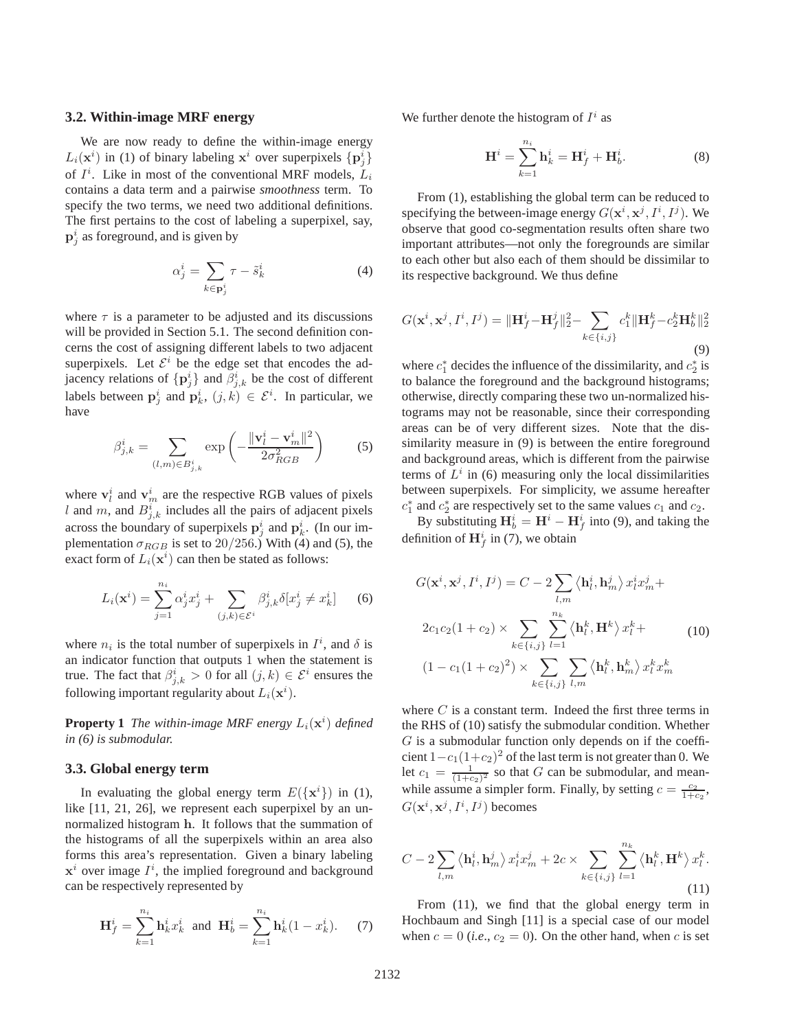### 3.2. Within-image MRF energy

We are now ready to define the within-image energy $L_i(\mathbf{x}^i)$ in (1) of binary labeling $\mathbf{x}^i$ over superpixels $\{\mathbf{p}^i_j\}$ of $I^i$. Like in most of the conventional MRF models, $L_i$ contains a data term and a pairwise *smoothness* term. To specify the two terms, we need two additional definitions. The first pertains to the cost of labeling a superpixel, say, $\mathbf{p}^i_j$ as foreground, and is given by

$$\alpha^i_j = \sum_{k \in \mathbf{p}^i_j} \tau - \tilde{s}^i_k \tag{4}$$

where $\tau$ is a parameter to be adjusted and its discussions will be provided in Section 5.1. The second definition concerns the cost of assigning different labels to two adjacent superpixels. Let $\mathcal{E}^i$ be the edge set that encodes the adjacency relations of $\{\mathbf{p}^i_j\}$ and $\beta^i_{j,k}$ be the cost of different labels between $\mathbf{p}^i_j$ and $\mathbf{p}^i_k$, $(j,k) \in \mathcal{E}^i$. In particular, we have

$$\beta^i_{j,k} = \sum_{(l,m) \in B^i_{j,k}} \exp\left(-\frac{\|\mathbf{v}^i_l - \mathbf{v}^i_m\|^2}{2\sigma^2_{RGB}}\right) \tag{5}$$

where $\mathbf{v}^i_l$ and $\mathbf{v}^i_m$ are the respective RGB values of pixels $l$ and $m$, and $B^i_{j,k}$ includes all the pairs of adjacent pixels across the boundary of superpixels $\mathbf{p}^i_j$ and $\mathbf{p}^i_k$. (In our implementation $\sigma_{RGB}$ is set to $20/256$.) With (4) and (5), the exact form of $L_i(\mathbf{x}^i)$ can then be stated as follows:

$$L_i(\mathbf{x}^i) = \sum_{j=1}^{n_i} \alpha^i_j x^i_j + \sum_{(j,k) \in \mathcal{E}^i} \beta^i_{j,k} \delta[x^i_j \neq x^i_k] \tag{6}$$

where $n_i$ is the total number of superpixels in $I^i$, and $\delta$ is an indicator function that outputs 1 when the statement is true. The fact that $\beta^i_{j,k} > 0$ for all $(j,k) \in \mathcal{E}^i$ ensures the following important regularity about $L_i(\mathbf{x}^i)$.

**Property 1** *The within-image MRF energy $L_i(\mathbf{x}^i)$ defined in (6) is submodular.*

### 3.3. Global energy term

In evaluating the global energy term $E(\{\mathbf{x}^i\})$ in (1), like [11, 21, 26], we represent each superpixel by an unnormalized histogram $\mathbf{h}$. It follows that the summation of the histograms of all the superpixels within an area also forms this area's representation. Given a binary labeling $\mathbf{x}^i$ over image $I^i$, the implied foreground and background can be respectively represented by

$$\mathbf{H}^i_f = \sum_{k=1}^{n_i} \mathbf{h}^i_k x^i_k \text{ and } \mathbf{H}^i_b = \sum_{k=1}^{n_i} \mathbf{h}^i_k (1 - x^i_k). \tag{7}$$

We further denote the histogram of $I^i$ as

$$\mathbf{H}^i = \sum_{k=1}^{n_i} \mathbf{h}^i_k = \mathbf{H}^i_f + \mathbf{H}^i_b. \tag{8}$$

From (1), establishing the global term can be reduced to specifying the between-image energy $G(\mathbf{x}^i, \mathbf{x}^j, I^i, I^j)$. We observe that good co-segmentation results often share two important attributes—not only the foregrounds are similar to each other but also each of them should be dissimilar to its respective background. We thus define

$$G(\mathbf{x}^i, \mathbf{x}^j, I^i, I^j) = \|\mathbf{H}^i_f - \mathbf{H}^j_f\|^2_2 - \sum_{k \in \{i,j\}} c^k_1 \|\mathbf{H}^k_f - c^k_2 \mathbf{H}^k_b\|^2_2 \tag{9}$$

where $c^*_1$ decides the influence of the dissimilarity, and $c^*_2$ is to balance the foreground and the background histograms; otherwise, directly comparing these two un-normalized histograms may not be reasonable, since their corresponding areas can be of very different sizes. Note that the dissimilarity measure in (9) is between the entire foreground and background areas, which is different from the pairwise terms of $L^i$ in (6) measuring only the local dissimilarities between superpixels. For simplicity, we assume hereafter $c^*_1$ and $c^*_2$ are respectively set to the same values $c_1$ and $c_2$.

By substituting $\mathbf{H}^i_b = \mathbf{H}^i - \mathbf{H}^i_f$ into (9), and taking the definition of $\mathbf{H}^i_f$ in (7), we obtain

$$\begin{aligned} G(\mathbf{x}^i, \mathbf{x}^j, I^i, I^j) &= C - 2\sum_{l,m} \left\langle \mathbf{h}^i_l, \mathbf{h}^j_m \right\rangle x^i_l x^j_m + \\ & 2c_1 c_2 (1 + c_2) \times \sum_{k \in \{i,j\}} \sum_{l=1}^{n_k} \left\langle \mathbf{h}^k_l, \mathbf{H}^k \right\rangle x^k_l + \\ & (1 - c_1(1 + c_2)^2) \times \sum_{k \in \{i,j\}} \sum_{l,m} \left\langle \mathbf{h}^k_l, \mathbf{h}^k_m \right\rangle x^k_l x^k_m \end{aligned} \tag{10}$$

where $C$ is a constant term. Indeed the first three terms in the RHS of (10) satisfy the submodular condition. Whether $G$ is a submodular function only depends on if the coefficient $1 - c_1(1+c_2)^2$ of the last term is not greater than 0. We let $c_1 = \frac{1}{(1+c_2)^2}$ so that $G$ can be submodular, and meanwhile assume a simpler form. Finally, by setting $c = \frac{c_2}{1+c_2}$, $G(\mathbf{x}^i, \mathbf{x}^j, I^i, I^j)$ becomes

$$C - 2\sum_{l,m} \left\langle \mathbf{h}^i_l, \mathbf{h}^j_m \right\rangle x^i_l x^j_m + 2c \times \sum_{k \in \{i,j\}} \sum_{l=1}^{n_k} \left\langle \mathbf{h}^k_l, \mathbf{H}^k \right\rangle x^k_l. \tag{11}$$

From (11), we find that the global energy term in Hochbaum and Singh [11] is a special case of our model when $c = 0$ (*i.e.*, $c_2 = 0$). On the other hand, when $c$ is set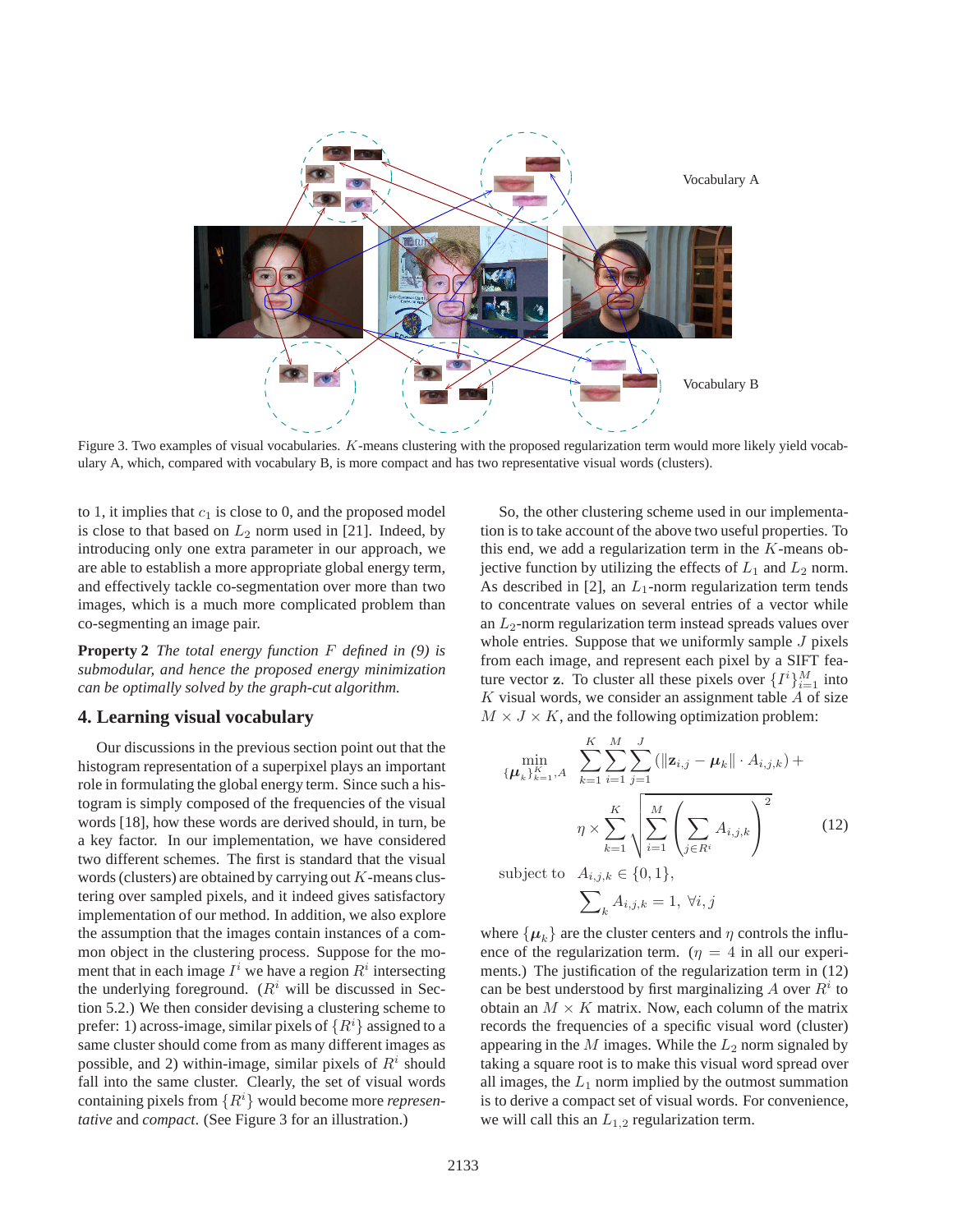Vocabulary A

Vocabulary B

Figure 3. Two examples of visual vocabularies. $K$-means clustering with the proposed regularization term would more likely yield vocabulary A, which, compared with vocabulary B, is more compact and has two representative visual words (clusters).

to 1, it implies that $c_1$ is close to 0, and the proposed model is close to that based on $L_2$ norm used in [21]. Indeed, by introducing only one extra parameter in our approach, we are able to establish a more appropriate global energy term, and effectively tackle co-segmentation over more than two images, which is a much more complicated problem than co-segmenting an image pair.

**Property 2** *The total energy function $F$ defined in (9) is submodular, and hence the proposed energy minimization can be optimally solved by the graph-cut algorithm.*

## 4. Learning visual vocabulary

Our discussions in the previous section point out that the histogram representation of a superpixel plays an important role in formulating the global energy term. Since such a histogram is simply composed of the frequencies of the visual words [18], how these words are derived should, in turn, be a key factor. In our implementation, we have considered two different schemes. The first is standard that the visual words (clusters) are obtained by carrying out $K$-means clustering over sampled pixels, and it indeed gives satisfactory implementation of our method. In addition, we also explore the assumption that the images contain instances of a common object in the clustering process. Suppose for the moment that in each image $I^i$ we have a region $R^i$ intersecting the underlying foreground. ($R^i$ will be discussed in Section 5.2.) We then consider devising a clustering scheme to prefer: 1) across-image, similar pixels of $\{R^i\}$ assigned to a same cluster should come from as many different images as possible, and 2) within-image, similar pixels of $R^i$ should fall into the same cluster. Clearly, the set of visual words containing pixels from $\{R^i\}$ would become more *representative* and *compact*. (See Figure 3 for an illustration.)

So, the other clustering scheme used in our implementation is to take account of the above two useful properties. To this end, we add a regularization term in the $K$-means objective function by utilizing the effects of $L_1$ and $L_2$ norm. As described in [2], an $L_1$-norm regularization term tends to concentrate values on several entries of a vector while an $L_2$-norm regularization term instead spreads values over whole entries. Suppose that we uniformly sample $J$ pixels from each image, and represent each pixel by a SIFT feature vector $\mathbf{z}$. To cluster all these pixels over $\{I^i\}_{i=1}^M$ into $K$ visual words, we consider an assignment table $A$ of size $M \times J \times K$, and the following optimization problem:

$$\min_{\{\boldsymbol{\mu}_k\}_{k=1}^K, A} \sum_{k=1}^{K}\sum_{i=1}^{M}\sum_{j=1}^{J}(\|\mathbf{z}_{i,j} - \boldsymbol{\mu}_k\| \cdot A_{i,j,k}) + \eta \times \sum_{k=1}^{K}\sqrt{\sum_{i=1}^{M}\left(\sum_{j\in R^i} A_{i,j,k}\right)^2} \tag{12}$$

$$\text{subject to} \quad A_{i,j,k} \in \{0,1\}, \quad \sum_k A_{i,j,k} = 1, \ \forall i,j$$

where $\{\boldsymbol{\mu}_k\}$ are the cluster centers and $\eta$ controls the influence of the regularization term. ($\eta = 4$ in all our experiments.) The justification of the regularization term in (12) can be best understood by first marginalizing $A$ over $R^i$ to obtain an $M \times K$ matrix. Now, each column of the matrix records the frequencies of a specific visual word (cluster) appearing in the $M$ images. While the $L_2$ norm signaled by taking a square root is to make this visual word spread over all images, the $L_1$ norm implied by the outmost summation is to derive a compact set of visual words. For convenience, we will call this an $L_{1,2}$ regularization term.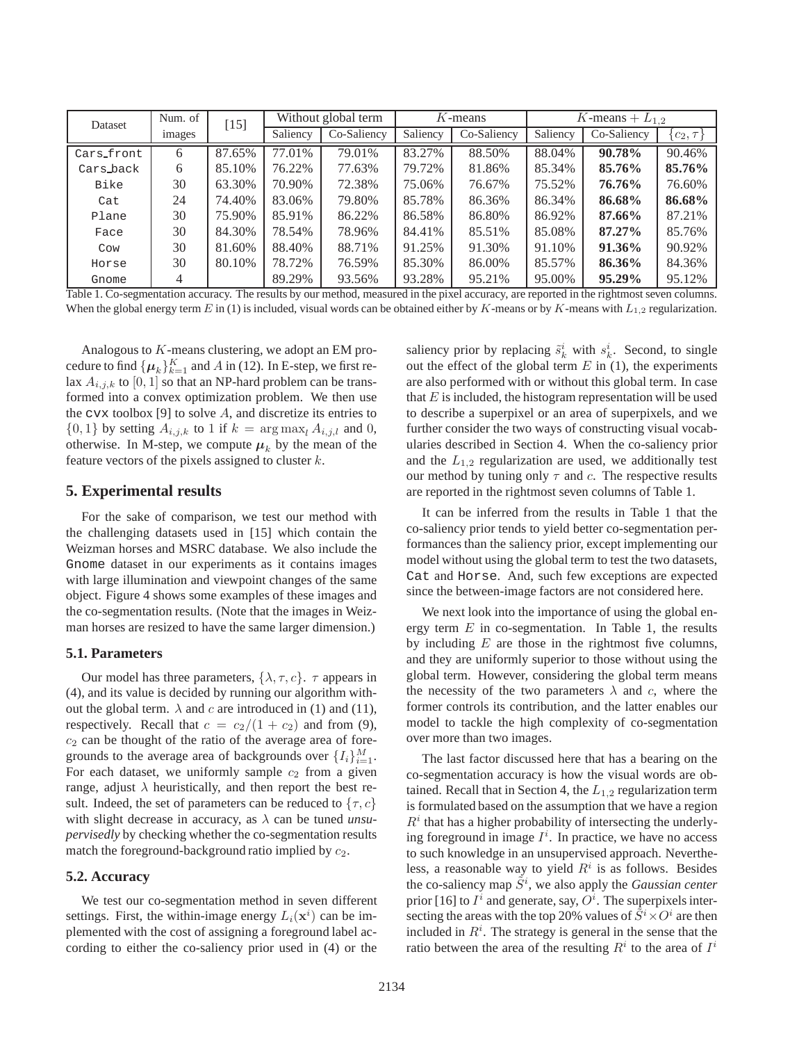| Dataset | Num. of images | [15] | Without global term | | $K$-means | | $K$-means + $L_{1,2}$ | | |
|---|---|---|---|---|---|---|---|---|---|
| | | | Saliency | Co-Saliency | Saliency | Co-Saliency | Saliency | Co-Saliency | $\{c_2, \tau\}$ |
| Cars_front | 6 | 87.65% | 77.01% | 79.01% | 83.27% | 88.50% | 88.04% | **90.78%** | 90.46% |
| Cars_back | 6 | 85.10% | 76.22% | 77.63% | 79.72% | 81.86% | 85.34% | **85.76%** | **85.76%** |
| Bike | 30 | 63.30% | 70.90% | 72.38% | 75.06% | 76.67% | 75.52% | **76.76%** | 76.60% |
| Cat | 24 | 74.40% | 83.06% | 79.80% | 85.78% | 86.36% | 86.34% | **86.68%** | **86.68%** |
| Plane | 30 | 75.90% | 85.91% | 86.22% | 86.58% | 86.80% | 86.92% | **87.66%** | 87.21% |
| Face | 30 | 84.30% | 78.54% | 78.96% | 84.41% | 85.51% | 85.08% | **87.27%** | 85.76% |
| Cow | 30 | 81.60% | 88.40% | 88.71% | 91.25% | 91.30% | 91.10% | **91.36%** | 90.92% |
| Horse | 30 | 80.10% | 78.72% | 76.59% | 85.30% | 86.00% | 85.57% | **86.36%** | 84.36% |
| Gnome | 4 | | 89.29% | 93.56% | 93.28% | 95.21% | 95.00% | **95.29%** | 95.12% |

Table 1. Co-segmentation accuracy. The results by our method, measured in the pixel accuracy, are reported in the rightmost seven columns. When the global energy term $E$ in (1) is included, visual words can be obtained either by $K$-means or by $K$-means with $L_{1,2}$ regularization.

Analogous to $K$-means clustering, we adopt an EM procedure to find $\{\boldsymbol{\mu}_k\}_{k=1}^K$ and $A$ in (12). In E-step, we first relax $A_{i,j,k}$ to $[0, 1]$ so that an NP-hard problem can be transformed into a convex optimization problem. We then use the cvx toolbox [9] to solve $A$, and discretize its entries to $\{0, 1\}$ by setting $A_{i,j,k}$ to 1 if $k = \arg\max_l A_{i,j,l}$ and 0, otherwise. In M-step, we compute $\boldsymbol{\mu}_k$ by the mean of the feature vectors of the pixels assigned to cluster $k$.

## 5. Experimental results

For the sake of comparison, we test our method with the challenging datasets used in [15] which contain the Weizman horses and MSRC database. We also include the Gnome dataset in our experiments as it contains images with large illumination and viewpoint changes of the same object. Figure 4 shows some examples of these images and the co-segmentation results. (Note that the images in Weizman horses are resized to have the same larger dimension.)

### 5.1. Parameters

Our model has three parameters, $\{\lambda, \tau, c\}$. $\tau$ appears in (4), and its value is decided by running our algorithm without the global term. $\lambda$ and $c$ are introduced in (1) and (11), respectively. Recall that $c = c_2/(1 + c_2)$ and from (9), $c_2$ can be thought of the ratio of the average area of foregrounds to the average area of backgrounds over $\{I_i\}_{i=1}^M$. For each dataset, we uniformly sample $c_2$ from a given range, adjust $\lambda$ heuristically, and then report the best result. Indeed, the set of parameters can be reduced to $\{\tau, c\}$ with slight decrease in accuracy, as $\lambda$ can be tuned *unsupervisedly* by checking whether the co-segmentation results match the foreground-background ratio implied by $c_2$.

### 5.2. Accuracy

We test our co-segmentation method in seven different settings. First, the within-image energy $L_i(\mathbf{x}^i)$ can be implemented with the cost of assigning a foreground label according to either the co-saliency prior used in (4) or the saliency prior by replacing $\tilde{s}_k^i$ with $s_k^i$. Second, to single out the effect of the global term $E$ in (1), the experiments are also performed with or without this global term. In case that $E$ is included, the histogram representation will be used to describe a superpixel or an area of superpixels, and we further consider the two ways of constructing visual vocabularies described in Section 4. When the co-saliency prior and the $L_{1,2}$ regularization are used, we additionally test our method by tuning only $\tau$ and $c$. The respective results are reported in the rightmost seven columns of Table 1.

It can be inferred from the results in Table 1 that the co-saliency prior tends to yield better co-segmentation performances than the saliency prior, except implementing our model without using the global term to test the two datasets, Cat and Horse. And, such few exceptions are expected since the between-image factors are not considered here.

We next look into the importance of using the global energy term $E$ in co-segmentation. In Table 1, the results by including $E$ are those in the rightmost five columns, and they are uniformly superior to those without using the global term. However, considering the global term means the necessity of the two parameters $\lambda$ and $c$, where the former controls its contribution, and the latter enables our model to tackle the high complexity of co-segmentation over more than two images.

The last factor discussed here that has a bearing on the co-segmentation accuracy is how the visual words are obtained. Recall that in Section 4, the $L_{1,2}$ regularization term is formulated based on the assumption that we have a region $R^i$ that has a higher probability of intersecting the underlying foreground in image $I^i$. In practice, we have no access to such knowledge in an unsupervised approach. Nevertheless, a reasonable way to yield $R^i$ is as follows. Besides the co-saliency map $\tilde{S}^i$, we also apply the *Gaussian center* prior [16] to $I^i$ and generate, say, $O^i$. The superpixels intersecting the areas with the top 20% values of $\tilde{S}^i \times O^i$ are then included in $R^i$. The strategy is general in the sense that the ratio between the area of the resulting $R^i$ to the area of $I^i$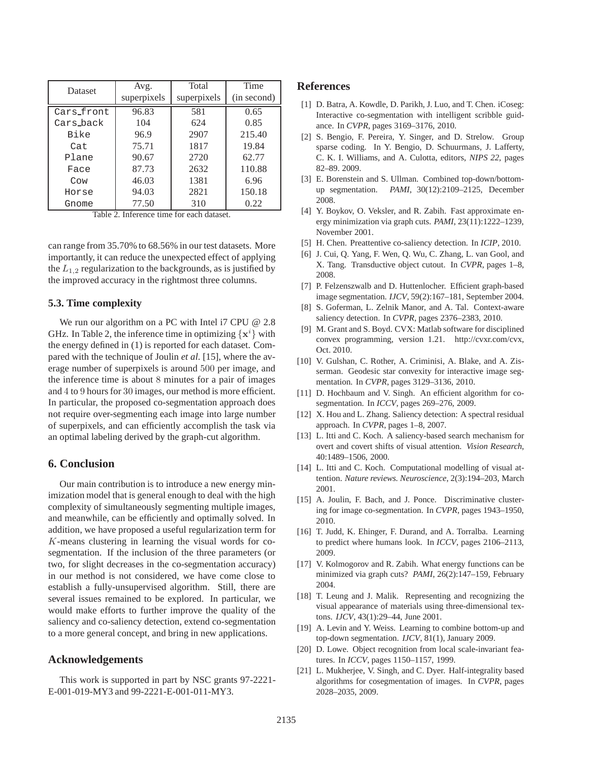| Dataset | Avg. superpixels | Total superpixels | Time (in second) |
|---|---|---|---|
| Cars_front | 96.83 | 581 | 0.65 |
| Cars_back | 104 | 624 | 0.85 |
| Bike | 96.9 | 2907 | 215.40 |
| Cat | 75.71 | 1817 | 19.84 |
| Plane | 90.67 | 2720 | 62.77 |
| Face | 87.73 | 2632 | 110.88 |
| Cow | 46.03 | 1381 | 6.96 |
| Horse | 94.03 | 2821 | 150.18 |
| Gnome | 77.50 | 310 | 0.22 |

Table 2. Inference time for each dataset.

can range from 35.70% to 68.56% in our test datasets. More importantly, it can reduce the unexpected effect of applying the $L_{1,2}$ regularization to the backgrounds, as is justified by the improved accuracy in the rightmost three columns.

### 5.3. Time complexity

We run our algorithm on a PC with Intel i7 CPU @ 2.8 GHz. In Table 2, the inference time in optimizing $\{\mathbf{x}^i\}$ with the energy defined in (1) is reported for each dataset. Compared with the technique of Joulin *et al.* [15], where the average number of superpixels is around $500$ per image, and the inference time is about $8$ minutes for a pair of images and $4$ to $9$ hours for $30$ images, our method is more efficient. In particular, the proposed co-segmentation approach does not require over-segmenting each image into large number of superpixels, and can efficiently accomplish the task via an optimal labeling derived by the graph-cut algorithm.

## 6. Conclusion

Our main contribution is to introduce a new energy minimization model that is general enough to deal with the high complexity of simultaneously segmenting multiple images, and meanwhile, can be efficiently and optimally solved. In addition, we have proposed a useful regularization term for $K$-means clustering in learning the visual words for co-segmentation. If the inclusion of the three parameters (or two, for slight decreases in the co-segmentation accuracy) in our method is not considered, we have come close to establish a fully-unsupervised algorithm. Still, there are several issues remained to be explored. In particular, we would make efforts to further improve the quality of the saliency and co-saliency detection, extend co-segmentation to a more general concept, and bring in new applications.

## Acknowledgements

This work is supported in part by NSC grants 97-2221-E-001-019-MY3 and 99-2221-E-001-011-MY3.

## References

[1] D. Batra, A. Kowdle, D. Parikh, J. Luo, and T. Chen. iCoseg: Interactive co-segmentation with intelligent scribble guidance. In *CVPR*, pages 3169–3176, 2010.

[2] S. Bengio, F. Pereira, Y. Singer, and D. Strelow. Group sparse coding. In Y. Bengio, D. Schuurmans, J. Lafferty, C. K. I. Williams, and A. Culotta, editors, *NIPS 22*, pages 82–89. 2009.

[3] E. Borenstein and S. Ullman. Combined top-down/bottom-up segmentation. *PAMI*, 30(12):2109–2125, December 2008.

[4] Y. Boykov, O. Veksler, and R. Zabih. Fast approximate energy minimization via graph cuts. *PAMI*, 23(11):1222–1239, November 2001.

[5] H. Chen. Preattentive co-saliency detection. In *ICIP*, 2010.

[6] J. Cui, Q. Yang, F. Wen, Q. Wu, C. Zhang, L. van Gool, and X. Tang. Transductive object cutout. In *CVPR*, pages 1–8, 2008.

[7] P. Felzenszwalb and D. Huttenlocher. Efficient graph-based image segmentation. *IJCV*, 59(2):167–181, September 2004.

[8] S. Goferman, L. Zelnik Manor, and A. Tal. Context-aware saliency detection. In *CVPR*, pages 2376–2383, 2010.

[9] M. Grant and S. Boyd. CVX: Matlab software for disciplined convex programming, version 1.21. http://cvxr.com/cvx, Oct. 2010.

[10] V. Gulshan, C. Rother, A. Criminisi, A. Blake, and A. Zisserman. Geodesic star convexity for interactive image segmentation. In *CVPR*, pages 3129–3136, 2010.

[11] D. Hochbaum and V. Singh. An efficient algorithm for co-segmentation. In *ICCV*, pages 269–276, 2009.

[12] X. Hou and L. Zhang. Saliency detection: A spectral residual approach. In *CVPR*, pages 1–8, 2007.

[13] L. Itti and C. Koch. A saliency-based search mechanism for overt and covert shifts of visual attention. *Vision Research*, 40:1489–1506, 2000.

[14] L. Itti and C. Koch. Computational modelling of visual attention. *Nature reviews. Neuroscience*, 2(3):194–203, March 2001.

[15] A. Joulin, F. Bach, and J. Ponce. Discriminative clustering for image co-segmentation. In *CVPR*, pages 1943–1950, 2010.

[16] T. Judd, K. Ehinger, F. Durand, and A. Torralba. Learning to predict where humans look. In *ICCV*, pages 2106–2113, 2009.

[17] V. Kolmogorov and R. Zabih. What energy functions can be minimized via graph cuts? *PAMI*, 26(2):147–159, February 2004.

[18] T. Leung and J. Malik. Representing and recognizing the visual appearance of materials using three-dimensional textons. *IJCV*, 43(1):29–44, June 2001.

[19] A. Levin and Y. Weiss. Learning to combine bottom-up and top-down segmentation. *IJCV*, 81(1), January 2009.

[20] D. Lowe. Object recognition from local scale-invariant features. In *ICCV*, pages 1150–1157, 1999.

[21] L. Mukherjee, V. Singh, and C. Dyer. Half-integrality based algorithms for cosegmentation of images. In *CVPR*, pages 2028–2035, 2009.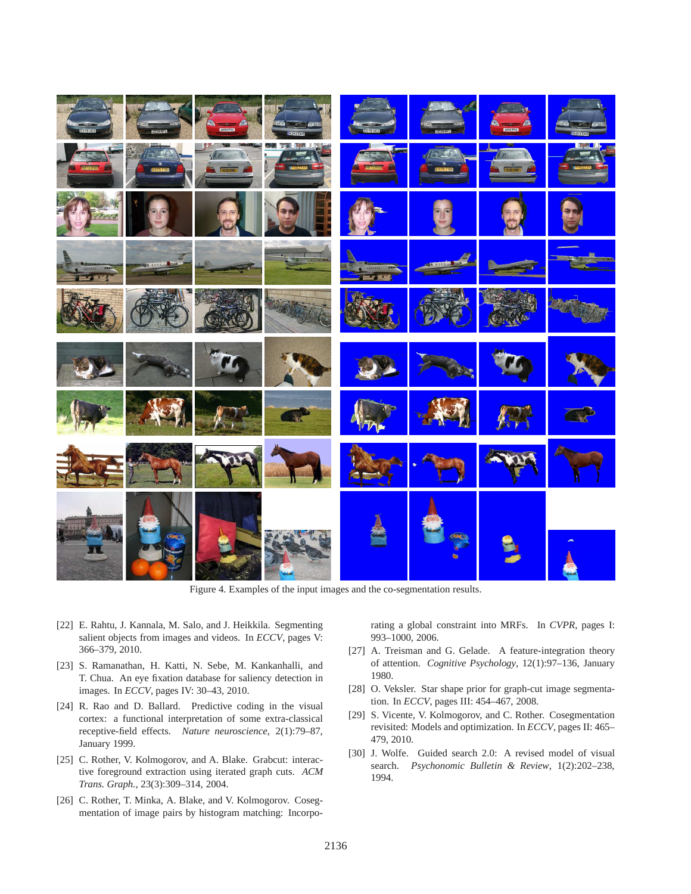Figure 4. Examples of the input images and the co-segmentation results.

[22] E. Rahtu, J. Kannala, M. Salo, and J. Heikkila. Segmenting salient objects from images and videos. In *ECCV*, pages V: 366–379, 2010.

[23] S. Ramanathan, H. Katti, N. Sebe, M. Kankanhalli, and T. Chua. An eye fixation database for saliency detection in images. In *ECCV*, pages IV: 30–43, 2010.

[24] R. Rao and D. Ballard. Predictive coding in the visual cortex: a functional interpretation of some extra-classical receptive-field effects. *Nature neuroscience*, 2(1):79–87, January 1999.

[25] C. Rother, V. Kolmogorov, and A. Blake. Grabcut: interactive foreground extraction using iterated graph cuts. *ACM Trans. Graph.*, 23(3):309–314, 2004.

[26] C. Rother, T. Minka, A. Blake, and V. Kolmogorov. Cosegmentation of image pairs by histogram matching: Incorporating a global constraint into MRFs. In *CVPR*, pages I: 993–1000, 2006.

[27] A. Treisman and G. Gelade. A feature-integration theory of attention. *Cognitive Psychology*, 12(1):97–136, January 1980.

[28] O. Veksler. Star shape prior for graph-cut image segmentation. In *ECCV*, pages III: 454–467, 2008.

[29] S. Vicente, V. Kolmogorov, and C. Rother. Cosegmentation revisited: Models and optimization. In *ECCV*, pages II: 465–479, 2010.

[30] J. Wolfe. Guided search 2.0: A revised model of visual search. *Psychonomic Bulletin & Review*, 1(2):202–238, 1994.